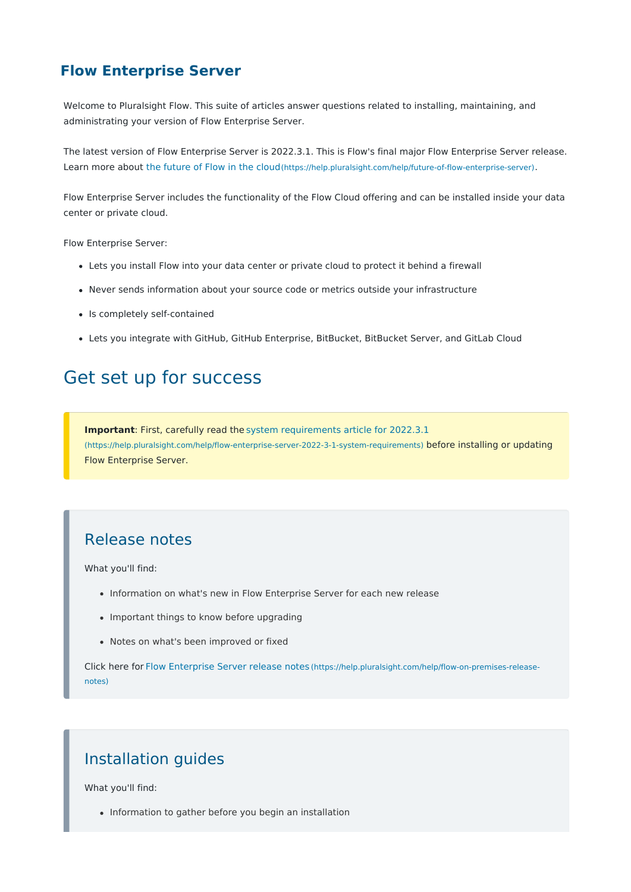# Flow Enterprise Server

Welcome to Pluralsight Flow. This suite of articles answer questions related to installing, maintaining, and administrating your version of Flow Enterprise Server.

The latest version of Flow Enterprise Server is 2022.3.1. This is Flow's final major Flow Enterprise Server release. Learn more about the future of Flow in the cloud (https://help.pluralsight.com/help/future-of-flow-enterprise-server).

Flow Enterprise Server includes the functionality of the Flow Cloud offering and can be installed inside your data center or private cloud.

Flow Enterprise Server:

- Lets you install Flow into your data center or private cloud to protect it behind a firewall
- Never sends information about your source code or metrics outside your infrastructure
- Is completely self-contained
- Lets you integrate with GitHub, GitHub Enterprise, BitBucket, BitBucket Server, and GitLab Cloud

## Get set up for success

> **Important**: First, carefully read the system requirements article for 2022.3.1 (https://help.pluralsight.com/help/flow-enterprise-server-2022-3-1-system-requirements) before installing or updating Flow Enterprise Server.

### Release notes

What you'll find:

- Information on what's new in Flow Enterprise Server for each new release
- Important things to know before upgrading
- Notes on what's been improved or fixed

Click here for Flow Enterprise Server release notes (https://help.pluralsight.com/help/flow-on-premises-release-notes)

### Installation guides

What you'll find:

- Information to gather before you begin an installation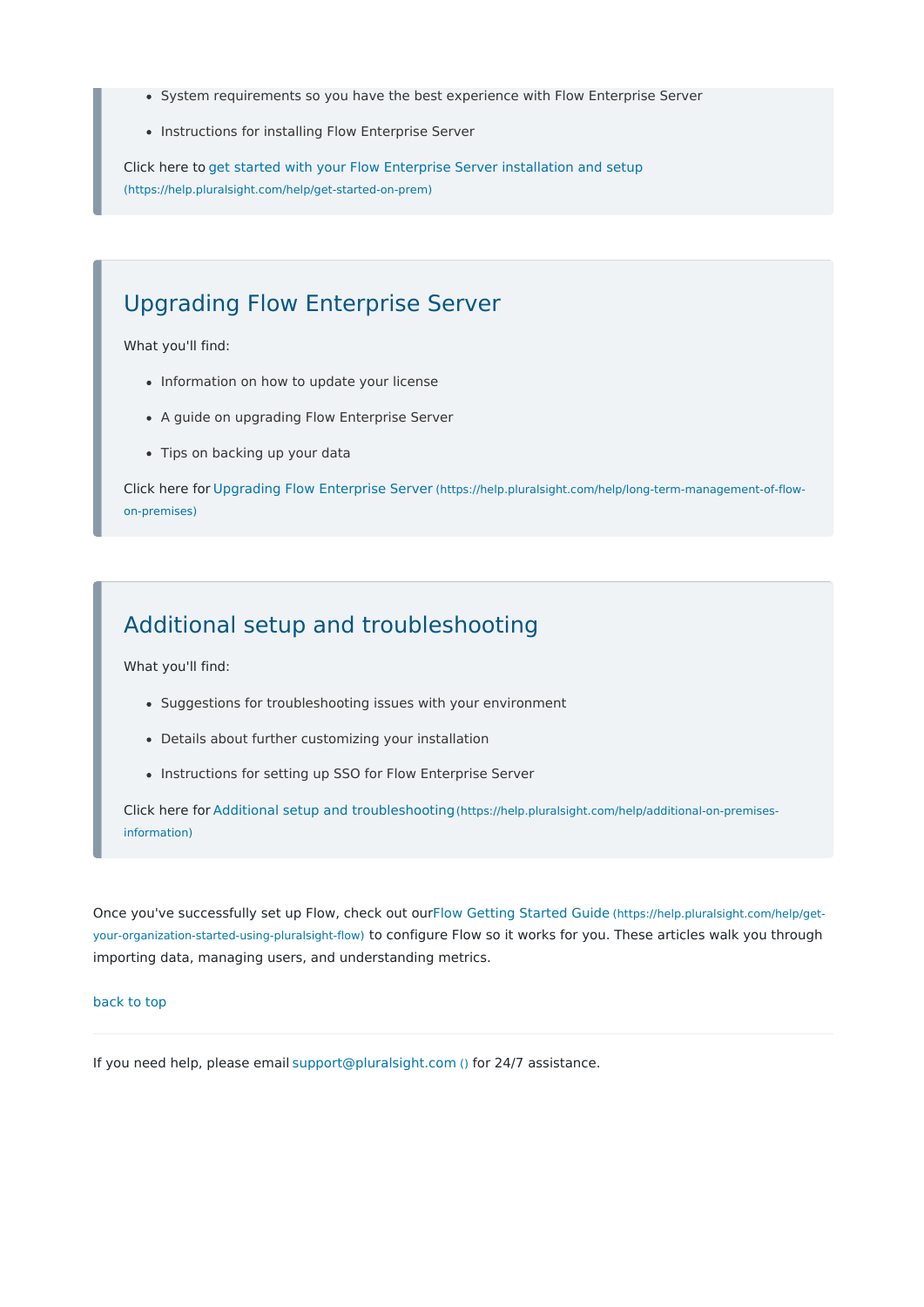- System requirements so you have the best experience with Flow Enterprise Server
- Instructions for installing Flow Enterprise Server

Click here to get started with your Flow Enterprise Server installation and setup (https://help.pluralsight.com/help/get-started-on-prem)

## Upgrading Flow Enterprise Server

What you'll find:

- Information on how to update your license
- A guide on upgrading Flow Enterprise Server
- Tips on backing up your data

Click here for Upgrading Flow Enterprise Server (https://help.pluralsight.com/help/long-term-management-of-flow-on-premises)

## Additional setup and troubleshooting

What you'll find:

- Suggestions for troubleshooting issues with your environment
- Details about further customizing your installation
- Instructions for setting up SSO for Flow Enterprise Server

Click here for Additional setup and troubleshooting (https://help.pluralsight.com/help/additional-on-premises-information)

Once you've successfully set up Flow, check out ourFlow Getting Started Guide (https://help.pluralsight.com/help/get-your-organization-started-using-pluralsight-flow) to configure Flow so it works for you. These articles walk you through importing data, managing users, and understanding metrics.

back to top

---

If you need help, please email support@pluralsight.com () for 24/7 assistance.